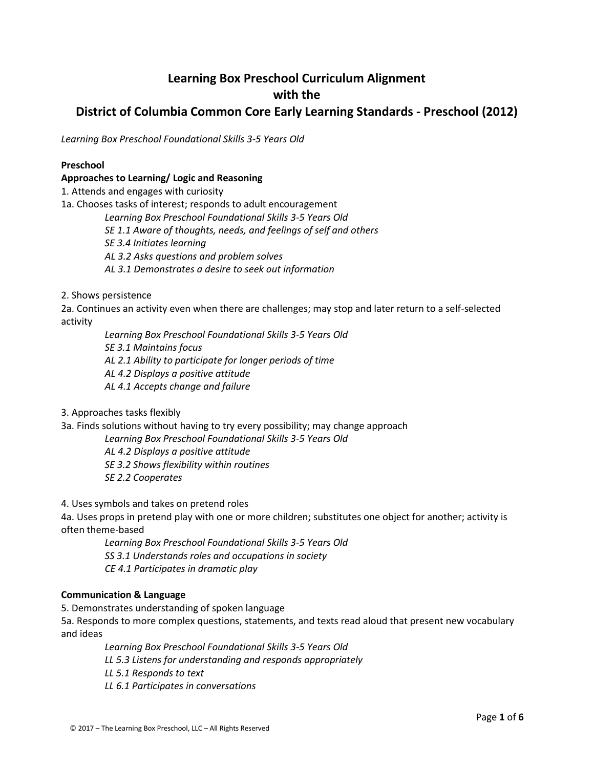# Learning Box Preschool Curriculum Alignment with the District of Columbia Common Core Early Learning Standards - Preschool (2012)

*Learning Box Preschool Foundational Skills 3-5 Years Old*

**Preschool**

**Approaches to Learning/ Logic and Reasoning**

1. Attends and engages with curiosity

1a. Chooses tasks of interest; responds to adult encouragement

> *Learning Box Preschool Foundational Skills 3-5 Years Old*
> *SE 1.1 Aware of thoughts, needs, and feelings of self and others*
> *SE 3.4 Initiates learning*
> *AL 3.2 Asks questions and problem solves*
> *AL 3.1 Demonstrates a desire to seek out information*

2. Shows persistence

2a. Continues an activity even when there are challenges; may stop and later return to a self-selected activity

> *Learning Box Preschool Foundational Skills 3-5 Years Old*
> *SE 3.1 Maintains focus*
> *AL 2.1 Ability to participate for longer periods of time*
> *AL 4.2 Displays a positive attitude*
> *AL 4.1 Accepts change and failure*

3. Approaches tasks flexibly

3a. Finds solutions without having to try every possibility; may change approach

> *Learning Box Preschool Foundational Skills 3-5 Years Old*
> *AL 4.2 Displays a positive attitude*
> *SE 3.2 Shows flexibility within routines*
> *SE 2.2 Cooperates*

4. Uses symbols and takes on pretend roles

4a. Uses props in pretend play with one or more children; substitutes one object for another; activity is often theme-based

> *Learning Box Preschool Foundational Skills 3-5 Years Old*
> *SS 3.1 Understands roles and occupations in society*
> *CE 4.1 Participates in dramatic play*

**Communication & Language**

5. Demonstrates understanding of spoken language

5a. Responds to more complex questions, statements, and texts read aloud that present new vocabulary and ideas

> *Learning Box Preschool Foundational Skills 3-5 Years Old*
> *LL 5.3 Listens for understanding and responds appropriately*
> *LL 5.1 Responds to text*
> *LL 6.1 Participates in conversations*

© 2017 – The Learning Box Preschool, LLC – All Rights Reserved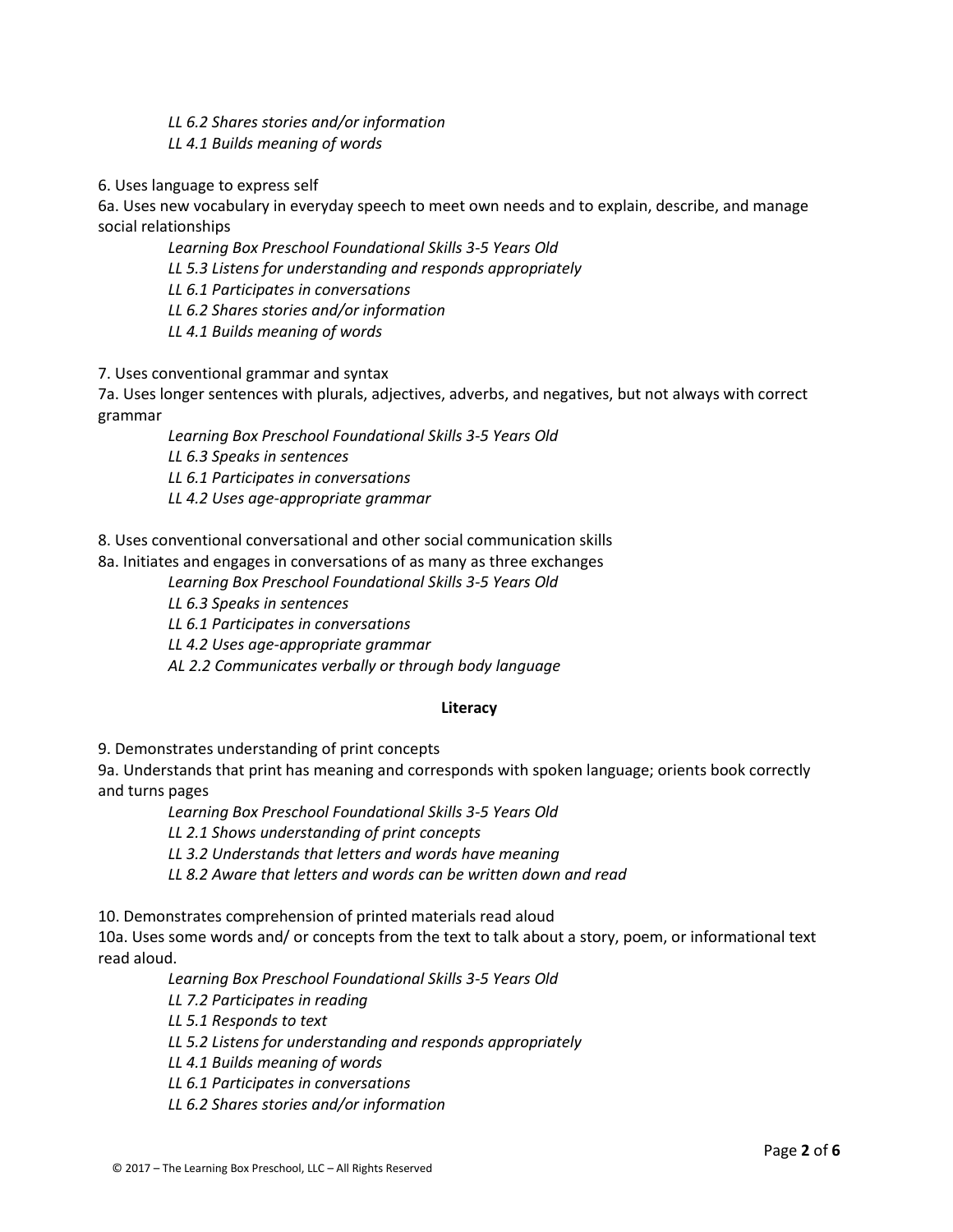*LL 6.2 Shares stories and/or information*
*LL 4.1 Builds meaning of words*

6. Uses language to express self
6a. Uses new vocabulary in everyday speech to meet own needs and to explain, describe, and manage social relationships

*Learning Box Preschool Foundational Skills 3-5 Years Old*
*LL 5.3 Listens for understanding and responds appropriately*
*LL 6.1 Participates in conversations*
*LL 6.2 Shares stories and/or information*
*LL 4.1 Builds meaning of words*

7. Uses conventional grammar and syntax
7a. Uses longer sentences with plurals, adjectives, adverbs, and negatives, but not always with correct grammar

*Learning Box Preschool Foundational Skills 3-5 Years Old*
*LL 6.3 Speaks in sentences*
*LL 6.1 Participates in conversations*
*LL 4.2 Uses age-appropriate grammar*

8. Uses conventional conversational and other social communication skills
8a. Initiates and engages in conversations of as many as three exchanges

*Learning Box Preschool Foundational Skills 3-5 Years Old*
*LL 6.3 Speaks in sentences*
*LL 6.1 Participates in conversations*
*LL 4.2 Uses age-appropriate grammar*
*AL 2.2 Communicates verbally or through body language*

**Literacy**

9. Demonstrates understanding of print concepts
9a. Understands that print has meaning and corresponds with spoken language; orients book correctly and turns pages

*Learning Box Preschool Foundational Skills 3-5 Years Old*
*LL 2.1 Shows understanding of print concepts*
*LL 3.2 Understands that letters and words have meaning*
*LL 8.2 Aware that letters and words can be written down and read*

10. Demonstrates comprehension of printed materials read aloud
10a. Uses some words and/ or concepts from the text to talk about a story, poem, or informational text read aloud.

*Learning Box Preschool Foundational Skills 3-5 Years Old*
*LL 7.2 Participates in reading*
*LL 5.1 Responds to text*
*LL 5.2 Listens for understanding and responds appropriately*
*LL 4.1 Builds meaning of words*
*LL 6.1 Participates in conversations*
*LL 6.2 Shares stories and/or information*

© 2017 – The Learning Box Preschool, LLC – All Rights Reserved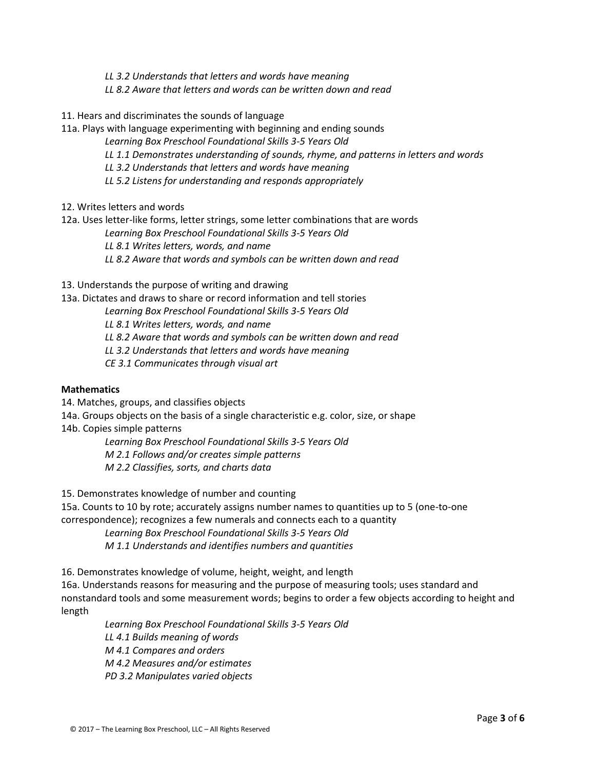*LL 3.2 Understands that letters and words have meaning*
*LL 8.2 Aware that letters and words can be written down and read*

11. Hears and discriminates the sounds of language

11a. Plays with language experimenting with beginning and ending sounds

*Learning Box Preschool Foundational Skills 3-5 Years Old*
*LL 1.1 Demonstrates understanding of sounds, rhyme, and patterns in letters and words*
*LL 3.2 Understands that letters and words have meaning*
*LL 5.2 Listens for understanding and responds appropriately*

12. Writes letters and words

12a. Uses letter-like forms, letter strings, some letter combinations that are words

*Learning Box Preschool Foundational Skills 3-5 Years Old*
*LL 8.1 Writes letters, words, and name*
*LL 8.2 Aware that words and symbols can be written down and read*

13. Understands the purpose of writing and drawing

13a. Dictates and draws to share or record information and tell stories

*Learning Box Preschool Foundational Skills 3-5 Years Old*
*LL 8.1 Writes letters, words, and name*
*LL 8.2 Aware that words and symbols can be written down and read*
*LL 3.2 Understands that letters and words have meaning*
*CE 3.1 Communicates through visual art*

**Mathematics**

14. Matches, groups, and classifies objects

14a. Groups objects on the basis of a single characteristic e.g. color, size, or shape

14b. Copies simple patterns

*Learning Box Preschool Foundational Skills 3-5 Years Old*
*M 2.1 Follows and/or creates simple patterns*
*M 2.2 Classifies, sorts, and charts data*

15. Demonstrates knowledge of number and counting

15a. Counts to 10 by rote; accurately assigns number names to quantities up to 5 (one-to-one correspondence); recognizes a few numerals and connects each to a quantity

*Learning Box Preschool Foundational Skills 3-5 Years Old*
*M 1.1 Understands and identifies numbers and quantities*

16. Demonstrates knowledge of volume, height, weight, and length

16a. Understands reasons for measuring and the purpose of measuring tools; uses standard and nonstandard tools and some measurement words; begins to order a few objects according to height and length

*Learning Box Preschool Foundational Skills 3-5 Years Old*
*LL 4.1 Builds meaning of words*
*M 4.1 Compares and orders*
*M 4.2 Measures and/or estimates*
*PD 3.2 Manipulates varied objects*

© 2017 – The Learning Box Preschool, LLC – All Rights Reserved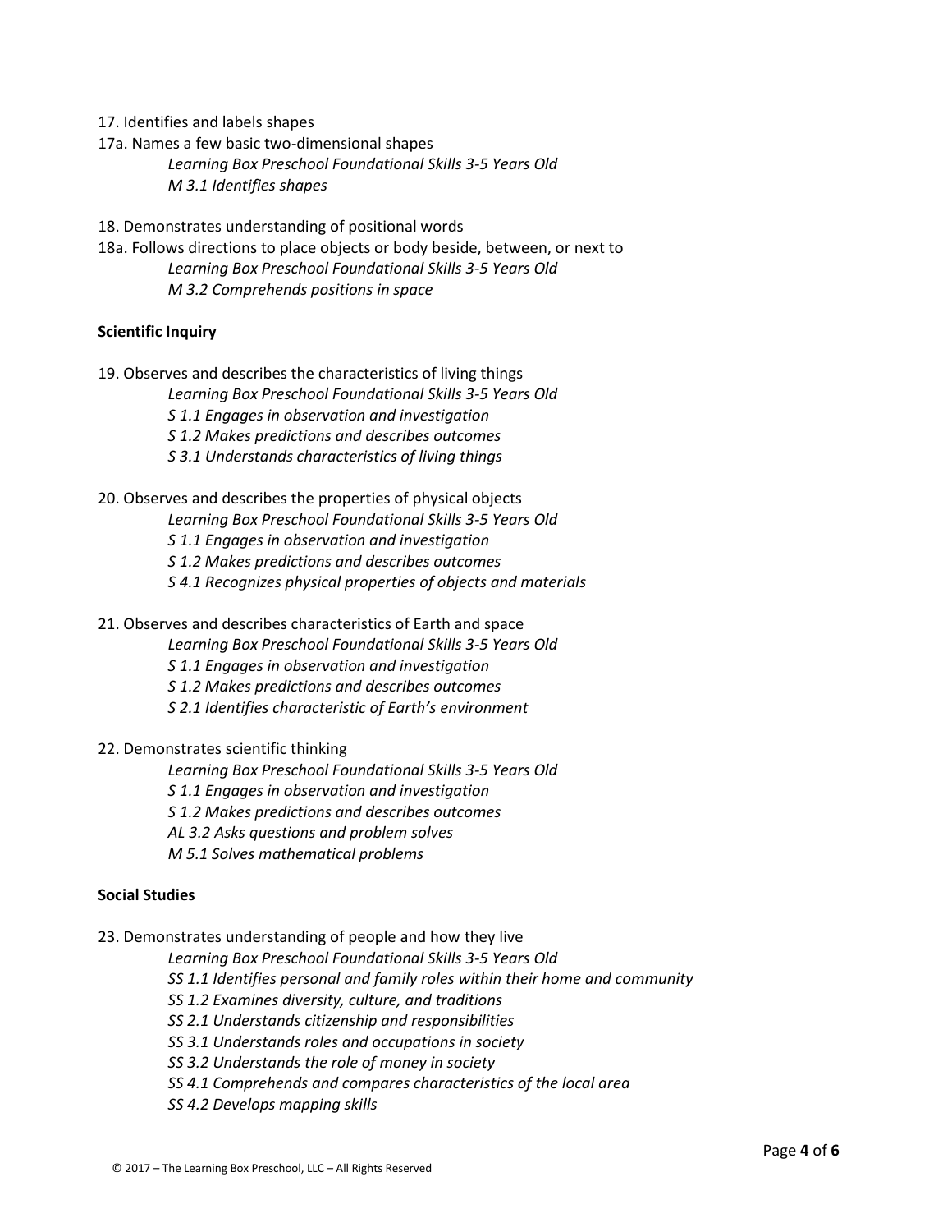17. Identifies and labels shapes

17a. Names a few basic two-dimensional shapes

*Learning Box Preschool Foundational Skills 3-5 Years Old*
*M 3.1 Identifies shapes*

18. Demonstrates understanding of positional words

18a. Follows directions to place objects or body beside, between, or next to

*Learning Box Preschool Foundational Skills 3-5 Years Old*
*M 3.2 Comprehends positions in space*

**Scientific Inquiry**

19. Observes and describes the characteristics of living things

*Learning Box Preschool Foundational Skills 3-5 Years Old*
*S 1.1 Engages in observation and investigation*
*S 1.2 Makes predictions and describes outcomes*
*S 3.1 Understands characteristics of living things*

20. Observes and describes the properties of physical objects

*Learning Box Preschool Foundational Skills 3-5 Years Old*
*S 1.1 Engages in observation and investigation*
*S 1.2 Makes predictions and describes outcomes*
*S 4.1 Recognizes physical properties of objects and materials*

21. Observes and describes characteristics of Earth and space

*Learning Box Preschool Foundational Skills 3-5 Years Old*
*S 1.1 Engages in observation and investigation*
*S 1.2 Makes predictions and describes outcomes*
*S 2.1 Identifies characteristic of Earth's environment*

22. Demonstrates scientific thinking

*Learning Box Preschool Foundational Skills 3-5 Years Old*
*S 1.1 Engages in observation and investigation*
*S 1.2 Makes predictions and describes outcomes*
*AL 3.2 Asks questions and problem solves*
*M 5.1 Solves mathematical problems*

**Social Studies**

23. Demonstrates understanding of people and how they live

*Learning Box Preschool Foundational Skills 3-5 Years Old*
*SS 1.1 Identifies personal and family roles within their home and community*
*SS 1.2 Examines diversity, culture, and traditions*
*SS 2.1 Understands citizenship and responsibilities*
*SS 3.1 Understands roles and occupations in society*
*SS 3.2 Understands the role of money in society*
*SS 4.1 Comprehends and compares characteristics of the local area*
*SS 4.2 Develops mapping skills*

© 2017 – The Learning Box Preschool, LLC – All Rights Reserved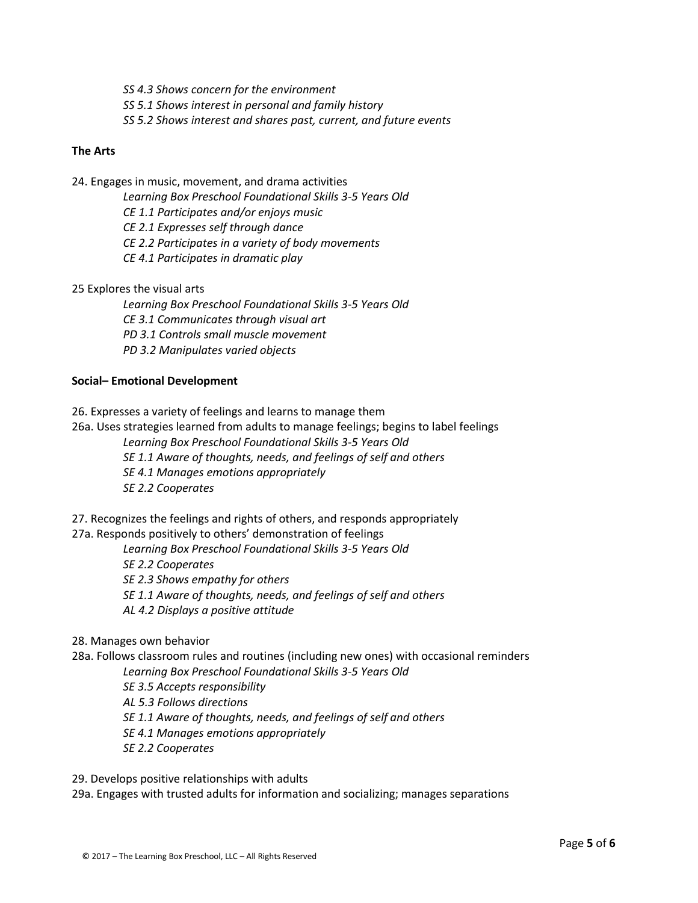*SS 4.3 Shows concern for the environment*
*SS 5.1 Shows interest in personal and family history*
*SS 5.2 Shows interest and shares past, current, and future events*

**The Arts**

24. Engages in music, movement, and drama activities

*Learning Box Preschool Foundational Skills 3-5 Years Old*
*CE 1.1 Participates and/or enjoys music*
*CE 2.1 Expresses self through dance*
*CE 2.2 Participates in a variety of body movements*
*CE 4.1 Participates in dramatic play*

25 Explores the visual arts

*Learning Box Preschool Foundational Skills 3-5 Years Old*
*CE 3.1 Communicates through visual art*
*PD 3.1 Controls small muscle movement*
*PD 3.2 Manipulates varied objects*

**Social– Emotional Development**

26. Expresses a variety of feelings and learns to manage them

26a. Uses strategies learned from adults to manage feelings; begins to label feelings

*Learning Box Preschool Foundational Skills 3-5 Years Old*
*SE 1.1 Aware of thoughts, needs, and feelings of self and others*
*SE 4.1 Manages emotions appropriately*
*SE 2.2 Cooperates*

27. Recognizes the feelings and rights of others, and responds appropriately

27a. Responds positively to others' demonstration of feelings

*Learning Box Preschool Foundational Skills 3-5 Years Old*
*SE 2.2 Cooperates*
*SE 2.3 Shows empathy for others*
*SE 1.1 Aware of thoughts, needs, and feelings of self and others*
*AL 4.2 Displays a positive attitude*

28. Manages own behavior

28a. Follows classroom rules and routines (including new ones) with occasional reminders

*Learning Box Preschool Foundational Skills 3-5 Years Old*
*SE 3.5 Accepts responsibility*
*AL 5.3 Follows directions*
*SE 1.1 Aware of thoughts, needs, and feelings of self and others*
*SE 4.1 Manages emotions appropriately*
*SE 2.2 Cooperates*

29. Develops positive relationships with adults

29a. Engages with trusted adults for information and socializing; manages separations

© 2017 – The Learning Box Preschool, LLC – All Rights Reserved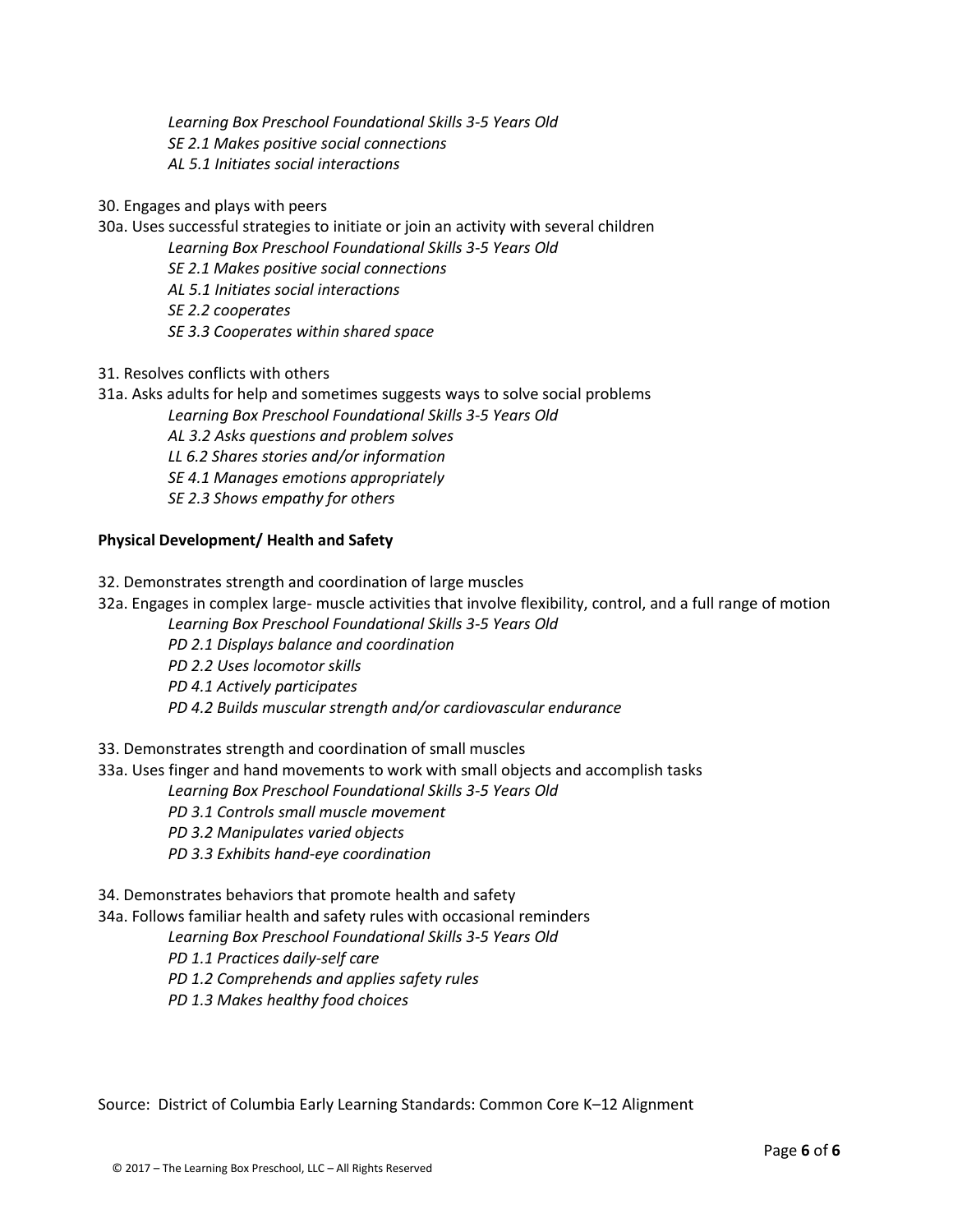*Learning Box Preschool Foundational Skills 3-5 Years Old*
*SE 2.1 Makes positive social connections*
*AL 5.1 Initiates social interactions*

30. Engages and plays with peers

30a. Uses successful strategies to initiate or join an activity with several children
*Learning Box Preschool Foundational Skills 3-5 Years Old*
*SE 2.1 Makes positive social connections*
*AL 5.1 Initiates social interactions*
*SE 2.2 cooperates*
*SE 3.3 Cooperates within shared space*

31. Resolves conflicts with others

31a. Asks adults for help and sometimes suggests ways to solve social problems
*Learning Box Preschool Foundational Skills 3-5 Years Old*
*AL 3.2 Asks questions and problem solves*
*LL 6.2 Shares stories and/or information*
*SE 4.1 Manages emotions appropriately*
*SE 2.3 Shows empathy for others*

**Physical Development/ Health and Safety**

32. Demonstrates strength and coordination of large muscles

32a. Engages in complex large- muscle activities that involve flexibility, control, and a full range of motion
*Learning Box Preschool Foundational Skills 3-5 Years Old*
*PD 2.1 Displays balance and coordination*
*PD 2.2 Uses locomotor skills*
*PD 4.1 Actively participates*
*PD 4.2 Builds muscular strength and/or cardiovascular endurance*

33. Demonstrates strength and coordination of small muscles

33a. Uses finger and hand movements to work with small objects and accomplish tasks
*Learning Box Preschool Foundational Skills 3-5 Years Old*
*PD 3.1 Controls small muscle movement*
*PD 3.2 Manipulates varied objects*
*PD 3.3 Exhibits hand-eye coordination*

34. Demonstrates behaviors that promote health and safety

34a. Follows familiar health and safety rules with occasional reminders
*Learning Box Preschool Foundational Skills 3-5 Years Old*
*PD 1.1 Practices daily-self care*
*PD 1.2 Comprehends and applies safety rules*
*PD 1.3 Makes healthy food choices*

Source: District of Columbia Early Learning Standards: Common Core K–12 Alignment

© 2017 – The Learning Box Preschool, LLC – All Rights Reserved